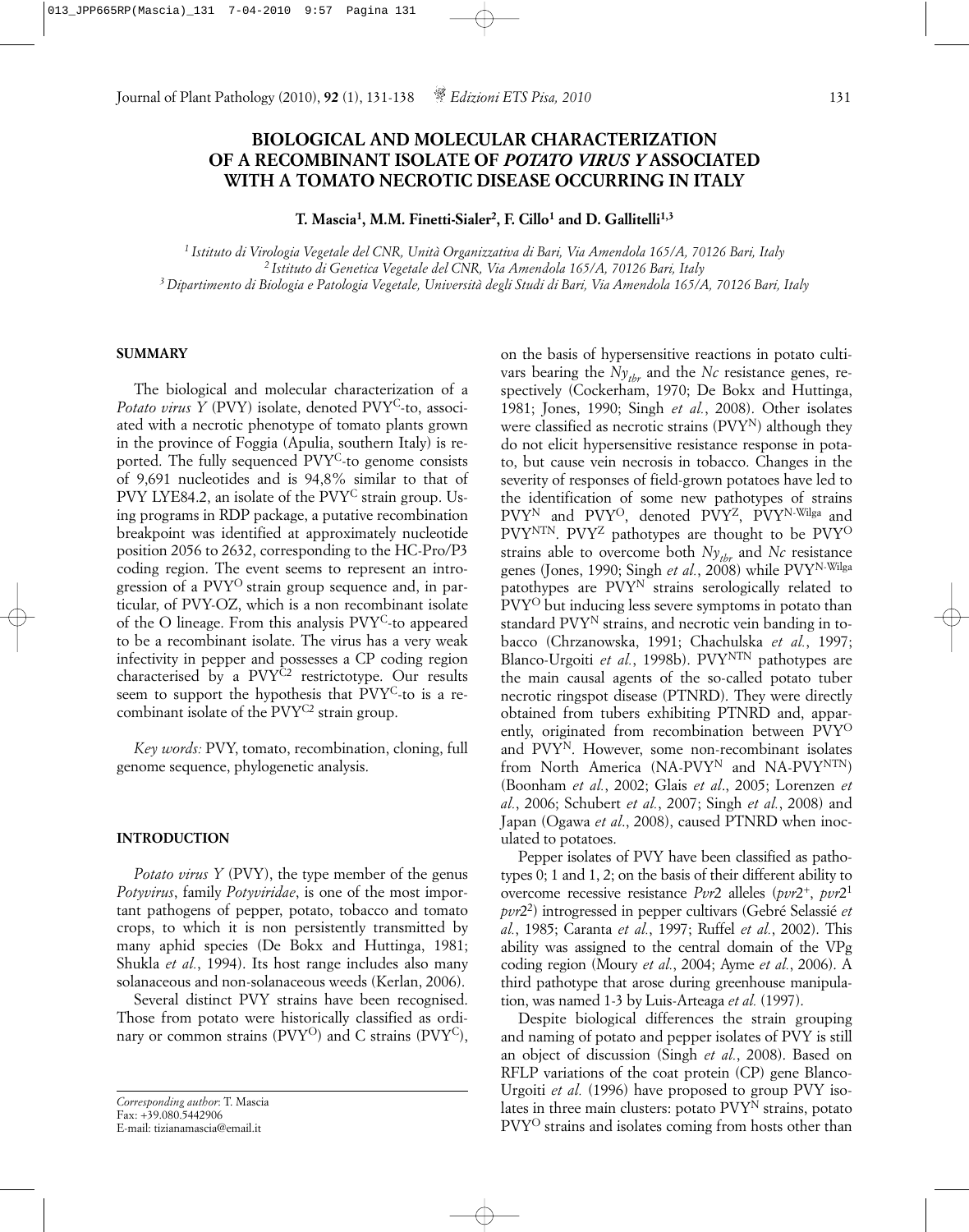# BIOLOGICAL AND MOLECULAR CHARACTERIZATION OF A RECOMBINANT ISOLATE OF *POTATO VIRUS Y* ASSOCIATED WITH A TOMATO NECROTIC DISEASE OCCURRING IN ITALY

**T. Mascia[1], M.M. Finetti-Sialer[2], F. Cillo[1] and D. Gallitelli[1,3]**

*[1] Istituto di Virologia Vegetale del CNR, Unità Organizzativa di Bari, Via Amendola 165/A, 70126 Bari, Italy*
*[2] Istituto di Genetica Vegetale del CNR, Via Amendola 165/A, 70126 Bari, Italy*
*[3] Dipartimento di Biologia e Patologia Vegetale, Università degli Studi di Bari, Via Amendola 165/A, 70126 Bari, Italy*

## SUMMARY

The biological and molecular characterization of a *Potato virus Y* (PVY) isolate, denoted PVY$^{C}$-to, associated with a necrotic phenotype of tomato plants grown in the province of Foggia (Apulia, southern Italy) is reported. The fully sequenced PVY$^{C}$-to genome consists of 9,691 nucleotides and is 94,8% similar to that of PVY LYE84.2, an isolate of the PVY$^{C}$ strain group. Using programs in RDP package, a putative recombination breakpoint was identified at approximately nucleotide position 2056 to 2632, corresponding to the HC-Pro/P3 coding region. The event seems to represent an introgression of a PVY$^{O}$ strain group sequence and, in particular, of PVY-OZ, which is a non recombinant isolate of the O lineage. From this analysis PVY$^{C}$-to appeared to be a recombinant isolate. The virus has a very weak infectivity in pepper and possesses a CP coding region characterised by a PVY$^{C2}$ restrictotype. Our results seem to support the hypothesis that PVY$^{C}$-to is a recombinant isolate of the PVY$^{C2}$ strain group.

*Key words:* PVY, tomato, recombination, cloning, full genome sequence, phylogenetic analysis.

## INTRODUCTION

*Potato virus Y* (PVY), the type member of the genus *Potyvirus*, family *Potyviridae*, is one of the most important pathogens of pepper, potato, tobacco and tomato crops, to which it is non persistently transmitted by many aphid species (De Bokx and Huttinga, 1981; Shukla *et al.*, 1994). Its host range includes also many solanaceous and non-solanaceous weeds (Kerlan, 2006).

Several distinct PVY strains have been recognised. Those from potato were historically classified as ordinary or common strains (PVY$^{O}$) and C strains (PVY$^{C}$), on the basis of hypersensitive reactions in potato cultivars bearing the $Ny_{tbr}$ and the *Nc* resistance genes, respectively (Cockerham, 1970; De Bokx and Huttinga, 1981; Jones, 1990; Singh *et al.*, 2008). Other isolates were classified as necrotic strains (PVY$^{N}$) although they do not elicit hypersensitive resistance response in potato, but cause vein necrosis in tobacco. Changes in the severity of responses of field-grown potatoes have led to the identification of some new pathotypes of strains PVY$^{N}$ and PVY$^{O}$, denoted PVY$^{Z}$, PVY$^{N\text{-}Wilga}$ and PVY$^{NTN}$. PVY$^{Z}$ pathotypes are thought to be PVY$^{O}$ strains able to overcome both $Ny_{tbr}$ and *Nc* resistance genes (Jones, 1990; Singh *et al.*, 2008) while PVY$^{N\text{-}Wilga}$ patothypes are PVY$^{N}$ strains serologically related to PVY$^{O}$ but inducing less severe symptoms in potato than standard PVY$^{N}$ strains, and necrotic vein banding in tobacco (Chrzanowska, 1991; Chachulska *et al.*, 1997; Blanco-Urgoiti *et al.*, 1998b). PVY$^{NTN}$ pathotypes are the main causal agents of the so-called potato tuber necrotic ringspot disease (PTNRD). They were directly obtained from tubers exhibiting PTNRD and, apparently, originated from recombination between PVY$^{O}$ and PVY$^{N}$. However, some non-recombinant isolates from North America (NA-PVY$^{N}$ and NA-PVY$^{NTN}$) (Boonham *et al.*, 2002; Glais *et al*., 2005; Lorenzen *et al.*, 2006; Schubert *et al.*, 2007; Singh *et al.*, 2008) and Japan (Ogawa *et al*., 2008), caused PTNRD when inoculated to potatoes.

Pepper isolates of PVY have been classified as pathotypes 0; 1 and 1, 2; on the basis of their different ability to overcome recessive resistance *Pvr*2 alleles (*pvr*2$^{+}$, *pvr*2$^{1}$ *pvr*2$^{2}$) introgressed in pepper cultivars (Gebré Selassié *et al.*, 1985; Caranta *et al.*, 1997; Ruffel *et al.*, 2002). This ability was assigned to the central domain of the VPg coding region (Moury *et al.*, 2004; Ayme *et al.*, 2006). A third pathotype that arose during greenhouse manipulation, was named 1-3 by Luis-Arteaga *et al.* (1997).

Despite biological differences the strain grouping and naming of potato and pepper isolates of PVY is still an object of discussion (Singh *et al.*, 2008). Based on RFLP variations of the coat protein (CP) gene Blanco-Urgoiti *et al.* (1996) have proposed to group PVY isolates in three main clusters: potato PVY$^{N}$ strains, potato PVY$^{O}$ strains and isolates coming from hosts other than

*Corresponding author*: T. Mascia
Fax: +39.080.5442906
E-mail: tizianamascia@email.it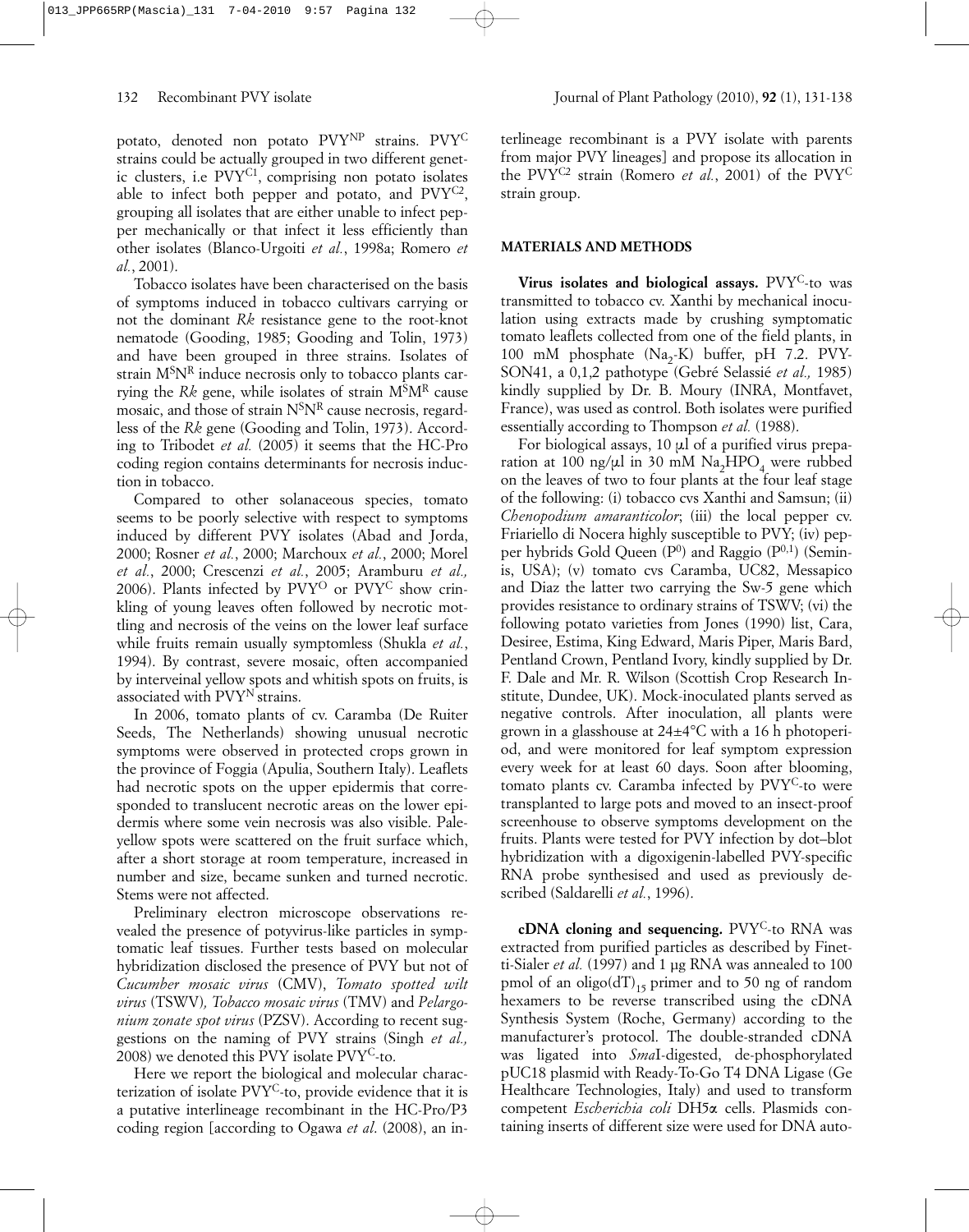potato, denoted non potato PVY$^{NP}$ strains. PVY$^{C}$ strains could be actually grouped in two different genetic clusters, i.e PVY$^{C1}$, comprising non potato isolates able to infect both pepper and potato, and PVY$^{C2}$, grouping all isolates that are either unable to infect pepper mechanically or that infect it less efficiently than other isolates (Blanco-Urgoiti *et al.*, 1998a; Romero *et al.*, 2001).

Tobacco isolates have been characterised on the basis of symptoms induced in tobacco cultivars carrying or not the dominant *Rk* resistance gene to the root-knot nematode (Gooding, 1985; Gooding and Tolin, 1973) and have been grouped in three strains. Isolates of strain M$^{S}$N$^{R}$ induce necrosis only to tobacco plants carrying the *Rk* gene, while isolates of strain M$^{S}$M$^{R}$ cause mosaic, and those of strain N$^{S}$N$^{R}$ cause necrosis, regardless of the *Rk* gene (Gooding and Tolin, 1973). According to Tribodet *et al.* (2005) it seems that the HC-Pro coding region contains determinants for necrosis induction in tobacco.

Compared to other solanaceous species, tomato seems to be poorly selective with respect to symptoms induced by different PVY isolates (Abad and Jorda, 2000; Rosner *et al.*, 2000; Marchoux *et al.*, 2000; Morel *et al.*, 2000; Crescenzi *et al.*, 2005; Aramburu *et al.,* 2006). Plants infected by PVY$^{O}$ or PVY$^{C}$ show crinkling of young leaves often followed by necrotic mottling and necrosis of the veins on the lower leaf surface while fruits remain usually symptomless (Shukla *et al.*, 1994). By contrast, severe mosaic, often accompanied by interveinal yellow spots and whitish spots on fruits, is associated with PVY$^{N}$ strains.

In 2006, tomato plants of cv. Caramba (De Ruiter Seeds, The Netherlands) showing unusual necrotic symptoms were observed in protected crops grown in the province of Foggia (Apulia, Southern Italy). Leaflets had necrotic spots on the upper epidermis that corresponded to translucent necrotic areas on the lower epidermis where some vein necrosis was also visible. Pale-yellow spots were scattered on the fruit surface which, after a short storage at room temperature, increased in number and size, became sunken and turned necrotic. Stems were not affected.

Preliminary electron microscope observations revealed the presence of potyvirus-like particles in symptomatic leaf tissues. Further tests based on molecular hybridization disclosed the presence of PVY but not of *Cucumber mosaic virus* (CMV), *Tomato spotted wilt virus* (TSWV)*, Tobacco mosaic virus* (TMV) and *Pelargonium zonate spot virus* (PZSV). According to recent suggestions on the naming of PVY strains (Singh *et al.,* 2008) we denoted this PVY isolate PVY$^{C}$-to.

Here we report the biological and molecular characterization of isolate PVY$^{C}$-to, provide evidence that it is a putative interlineage recombinant in the HC-Pro/P3 coding region [according to Ogawa *et al*. (2008), an interlineage recombinant is a PVY isolate with parents from major PVY lineages] and propose its allocation in the PVY$^{C2}$ strain (Romero *et al.*, 2001) of the PVY$^{C}$ strain group.

## MATERIALS AND METHODS

**Virus isolates and biological assays.** PVY$^{C}$-to was transmitted to tobacco cv. Xanthi by mechanical inoculation using extracts made by crushing symptomatic tomato leaflets collected from one of the field plants, in 100 mM phosphate ($Na_2$-K) buffer, pH 7.2. PVY-SON41, a 0,1,2 pathotype (Gebré Selassié *et al.,* 1985) kindly supplied by Dr. B. Moury (INRA, Montfavet, France), was used as control. Both isolates were purified essentially according to Thompson *et al.* (1988).

For biological assays, 10 µl of a purified virus preparation at 100 ng/µl in 30 mM $Na_2HPO_4$ were rubbed on the leaves of two to four plants at the four leaf stage of the following: (i) tobacco cvs Xanthi and Samsun; (ii) *Chenopodium amaranticolor*; (iii) the local pepper cv. Friariello di Nocera highly susceptible to PVY; (iv) pepper hybrids Gold Queen (P$^{0}$) and Raggio (P$^{0,1}$) (Seminis, USA); (v) tomato cvs Caramba, UC82, Messapico and Diaz the latter two carrying the Sw-5 gene which provides resistance to ordinary strains of TSWV; (vi) the following potato varieties from Jones (1990) list, Cara, Desiree, Estima, King Edward, Maris Piper, Maris Bard, Pentland Crown, Pentland Ivory, kindly supplied by Dr. F. Dale and Mr. R. Wilson (Scottish Crop Research Institute, Dundee, UK). Mock-inoculated plants served as negative controls. After inoculation, all plants were grown in a glasshouse at 24±4°C with a 16 h photoperiod, and were monitored for leaf symptom expression every week for at least 60 days. Soon after blooming, tomato plants cv. Caramba infected by PVY$^{C}$-to were transplanted to large pots and moved to an insect-proof screenhouse to observe symptoms development on the fruits. Plants were tested for PVY infection by dot–blot hybridization with a digoxigenin-labelled PVY-specific RNA probe synthesised and used as previously described (Saldarelli *et al.*, 1996).

**cDNA cloning and sequencing.** PVY$^{C}$-to RNA was extracted from purified particles as described by Finetti-Sialer *et al.* (1997) and 1 µg RNA was annealed to 100 pmol of an oligo(dT)$_{15}$ primer and to 50 ng of random hexamers to be reverse transcribed using the cDNA Synthesis System (Roche, Germany) according to the manufacturer's protocol. The double-stranded cDNA was ligated into *Sma*I-digested, de-phosphorylated pUC18 plasmid with Ready-To-Go T4 DNA Ligase (Ge Healthcare Technologies, Italy) and used to transform competent *Escherichia coli* DH5α cells. Plasmids containing inserts of different size were used for DNA auto-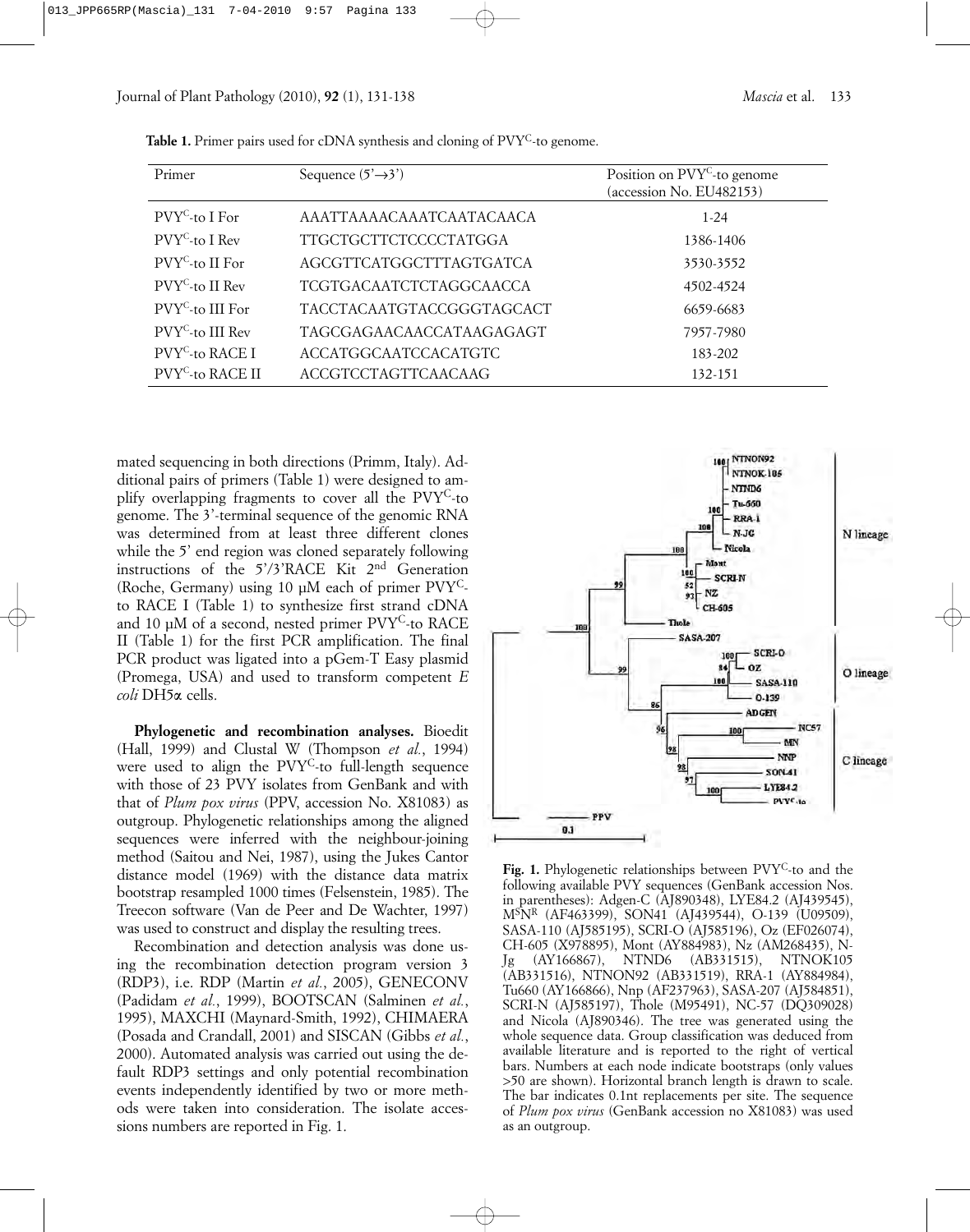**Table 1.** Primer pairs used for cDNA synthesis and cloning of PVY$^{C}$-to genome.

| Primer | Sequence (5'→3') | Position on PVY$^{C}$-to genome (accession No. EU482153) |
|---|---|---|
| PVY$^{C}$-to I For | AAATTAAAACAAATCAATACAACA | 1-24 |
| PVY$^{C}$-to I Rev | TTGCTGCTTCTCCCCTATGGA | 1386-1406 |
| PVY$^{C}$-to II For | AGCGTTCATGGCTTTAGTGATCA | 3530-3552 |
| PVY$^{C}$-to II Rev | TCGTGACAATCTCTAGGCAACCA | 4502-4524 |
| PVY$^{C}$-to III For | TACCTACAATGTACCGGGTAGCACT | 6659-6683 |
| PVY$^{C}$-to III Rev | TAGCGAGAACAACCATAAGAGAGT | 7957-7980 |
| PVY$^{C}$-to RACE I | ACCATGGCAATCCACATGTC | 183-202 |
| PVY$^{C}$-to RACE II | ACCGTCCTAGTTCAACAAG | 132-151 |

mated sequencing in both directions (Primm, Italy). Additional pairs of primers (Table 1) were designed to amplify overlapping fragments to cover all the PVY$^{C}$-to genome. The 3'-terminal sequence of the genomic RNA was determined from at least three different clones while the 5' end region was cloned separately following instructions of the 5'/3'RACE Kit 2nd Generation (Roche, Germany) using 10 µM each of primer PVY$^{C}$-to RACE I (Table 1) to synthesize first strand cDNA and 10 µM of a second, nested primer PVY$^{C}$-to RACE II (Table 1) for the first PCR amplification. The final PCR product was ligated into a pGem-T Easy plasmid (Promega, USA) and used to transform competent *E coli* DH5α cells.

**Phylogenetic and recombination analyses.** Bioedit (Hall, 1999) and Clustal W (Thompson *et al.*, 1994) were used to align the PVY$^{C}$-to full-length sequence with those of 23 PVY isolates from GenBank and with that of *Plum pox virus* (PPV, accession No. X81083) as outgroup. Phylogenetic relationships among the aligned sequences were inferred with the neighbour-joining method (Saitou and Nei, 1987), using the Jukes Cantor distance model (1969) with the distance data matrix bootstrap resampled 1000 times (Felsenstein, 1985). The Treecon software (Van de Peer and De Wachter, 1997) was used to construct and display the resulting trees.

Recombination and detection analysis was done using the recombination detection program version 3 (RDP3), i.e. RDP (Martin *et al.*, 2005), GENECONV (Padidam *et al.*, 1999), BOOTSCAN (Salminen *et al.*, 1995), MAXCHI (Maynard-Smith, 1992), CHIMAERA (Posada and Crandall, 2001) and SISCAN (Gibbs *et al.*, 2000). Automated analysis was carried out using the default RDP3 settings and only potential recombination events independently identified by two or more methods were taken into consideration. The isolate accessions numbers are reported in Fig. 1.

**Fig. 1.** Phylogenetic relationships between PVY$^{C}$-to and the following available PVY sequences (GenBank accession Nos. in parentheses): Adgen-C (AJ890348), LYE84.2 (AJ439545), M$^{S}$N$^{R}$ (AF463399), SON41 (AJ439544), O-139 (U09509), SASA-110 (AJ585195), SCRI-O (AJ585196), Oz (EF026074), CH-605 (X978895), Mont (AY884983), Nz (AM268435), N-Jg (AY166867), NTND6 (AB331515), NTNOK105 (AB331516), NTNON92 (AB331519), RRA-1 (AY884984), Tu660 (AY166866), Nnp (AF237963), SASA-207 (AJ584851), SCRI-N (AJ585197), Thole (M95491), NC-57 (DQ309028) and Nicola (AJ890346). The tree was generated using the whole sequence data. Group classification was deduced from available literature and is reported to the right of vertical bars. Numbers at each node indicate bootstraps (only values >50 are shown). Horizontal branch length is drawn to scale. The bar indicates 0.1nt replacements per site. The sequence of *Plum pox virus* (GenBank accession no X81083) was used as an outgroup.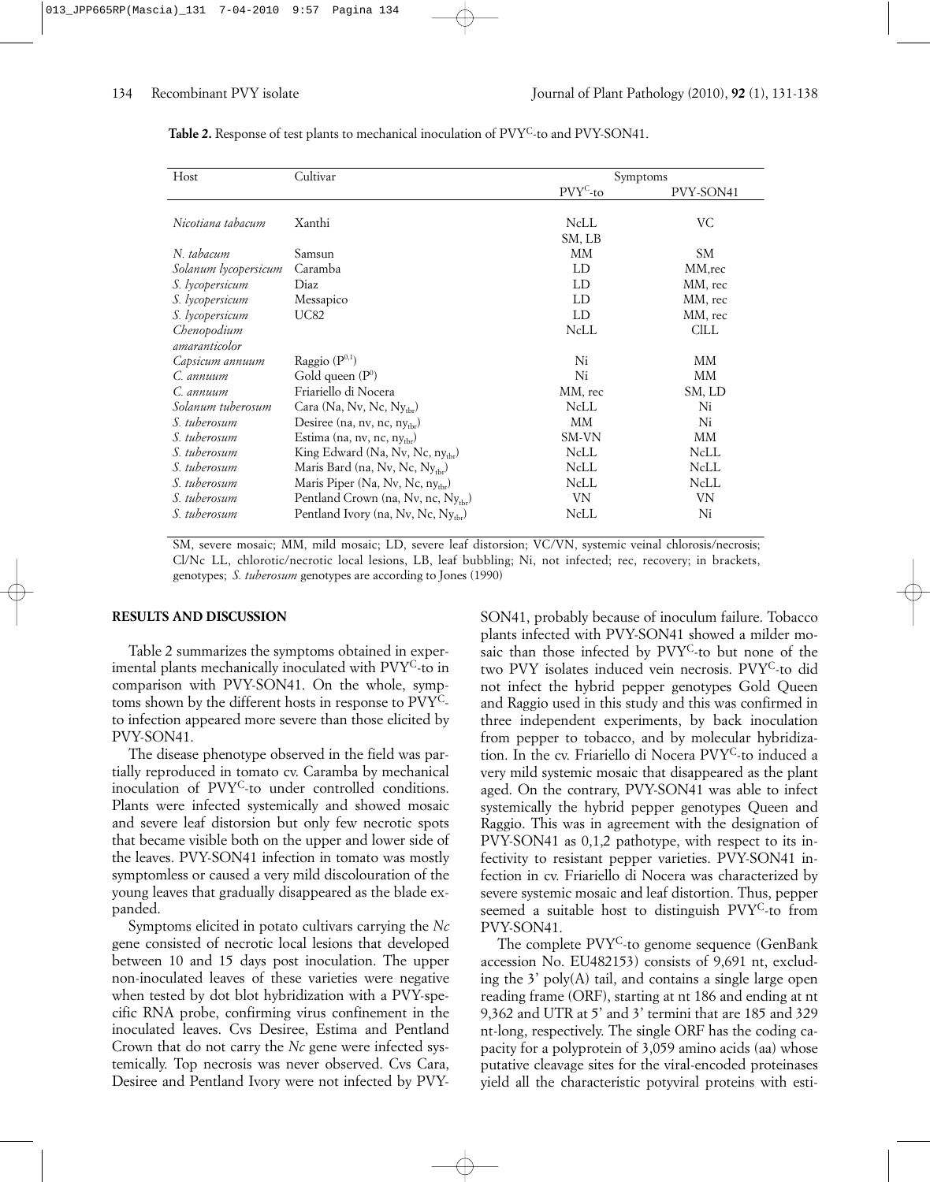**Table 2.** Response of test plants to mechanical inoculation of PVY$^{C}$-to and PVY-SON41.

| Host | Cultivar | Symptoms | |
|---|---|---|---|
| | | PVY$^{C}$-to | PVY-SON41 |
| *Nicotiana tabacum* | Xanthi | NcLL SM, LB | VC |
| *N. tabacum* | Samsun | MM | SM |
| *Solanum lycopersicum* | Caramba | LD | MM,rec |
| *S. lycopersicum* | Diaz | LD | MM, rec |
| *S. lycopersicum* | Messapico | LD | MM, rec |
| *S. lycopersicum* | UC82 | LD | MM, rec |
| *Chenopodium amaranticolor* | | NcLL | ClLL |
| *Capsicum annuum* | Raggio ($P^{0,1}$) | Ni | MM |
| *C. annuum* | Gold queen ($P^{0}$) | Ni | MM |
| *C. annuum* | Friariello di Nocera | MM, rec | SM, LD |
| *Solanum tuberosum* | Cara (Na, Nv, Nc, $Ny_{tbr}$) | NcLL | Ni |
| *S. tuberosum* | Desiree (na, nv, nc, $ny_{tbr}$) | MM | Ni |
| *S. tuberosum* | Estima (na, nv, nc, $ny_{tbr}$) | SM-VN | MM |
| *S. tuberosum* | King Edward (Na, Nv, Nc, $ny_{tbr}$) | NcLL | NcLL |
| *S. tuberosum* | Maris Bard (na, Nv, Nc, $Ny_{tbr}$) | NcLL | NcLL |
| *S. tuberosum* | Maris Piper (Na, Nv, Nc, $ny_{tbr}$) | NcLL | NcLL |
| *S. tuberosum* | Pentland Crown (na, Nv, nc, $Ny_{tbr}$) | VN | VN |
| *S. tuberosum* | Pentland Ivory (na, Nv, Nc, $Ny_{tbr}$) | NcLL | Ni |

SM, severe mosaic; MM, mild mosaic; LD, severe leaf distorsion; VC/VN, systemic veinal chlorosis/necrosis; Cl/Nc LL, chlorotic/necrotic local lesions, LB, leaf bubbling; Ni, not infected; rec, recovery; in brackets, genotypes; *S. tuberosum* genotypes are according to Jones (1990)

## RESULTS AND DISCUSSION

Table 2 summarizes the symptoms obtained in experimental plants mechanically inoculated with PVY$^{C}$-to in comparison with PVY-SON41. On the whole, symptoms shown by the different hosts in response to PVY$^{C}$-to infection appeared more severe than those elicited by PVY-SON41.

The disease phenotype observed in the field was partially reproduced in tomato cv. Caramba by mechanical inoculation of PVY$^{C}$-to under controlled conditions. Plants were infected systemically and showed mosaic and severe leaf distorsion but only few necrotic spots that became visible both on the upper and lower side of the leaves. PVY-SON41 infection in tomato was mostly symptomless or caused a very mild discolouration of the young leaves that gradually disappeared as the blade expanded.

Symptoms elicited in potato cultivars carrying the *Nc* gene consisted of necrotic local lesions that developed between 10 and 15 days post inoculation. The upper non-inoculated leaves of these varieties were negative when tested by dot blot hybridization with a PVY-specific RNA probe, confirming virus confinement in the inoculated leaves. Cvs Desiree, Estima and Pentland Crown that do not carry the *Nc* gene were infected systemically. Top necrosis was never observed. Cvs Cara, Desiree and Pentland Ivory were not infected by PVY-SON41, probably because of inoculum failure. Tobacco plants infected with PVY-SON41 showed a milder mosaic than those infected by PVY$^{C}$-to but none of the two PVY isolates induced vein necrosis. PVY$^{C}$-to did not infect the hybrid pepper genotypes Gold Queen and Raggio used in this study and this was confirmed in three independent experiments, by back inoculation from pepper to tobacco, and by molecular hybridization. In the cv. Friariello di Nocera PVY$^{C}$-to induced a very mild systemic mosaic that disappeared as the plant aged. On the contrary, PVY-SON41 was able to infect systemically the hybrid pepper genotypes Queen and Raggio. This was in agreement with the designation of PVY-SON41 as 0,1,2 pathotype, with respect to its infectivity to resistant pepper varieties. PVY-SON41 infection in cv. Friariello di Nocera was characterized by severe systemic mosaic and leaf distortion. Thus, pepper seemed a suitable host to distinguish PVY$^{C}$-to from PVY-SON41.

The complete PVY$^{C}$-to genome sequence (GenBank accession No. EU482153) consists of 9,691 nt, excluding the 3' poly(A) tail, and contains a single large open reading frame (ORF), starting at nt 186 and ending at nt 9,362 and UTR at 5' and 3' termini that are 185 and 329 nt-long, respectively. The single ORF has the coding capacity for a polyprotein of 3,059 amino acids (aa) whose putative cleavage sites for the viral-encoded proteinases yield all the characteristic potyviral proteins with esti-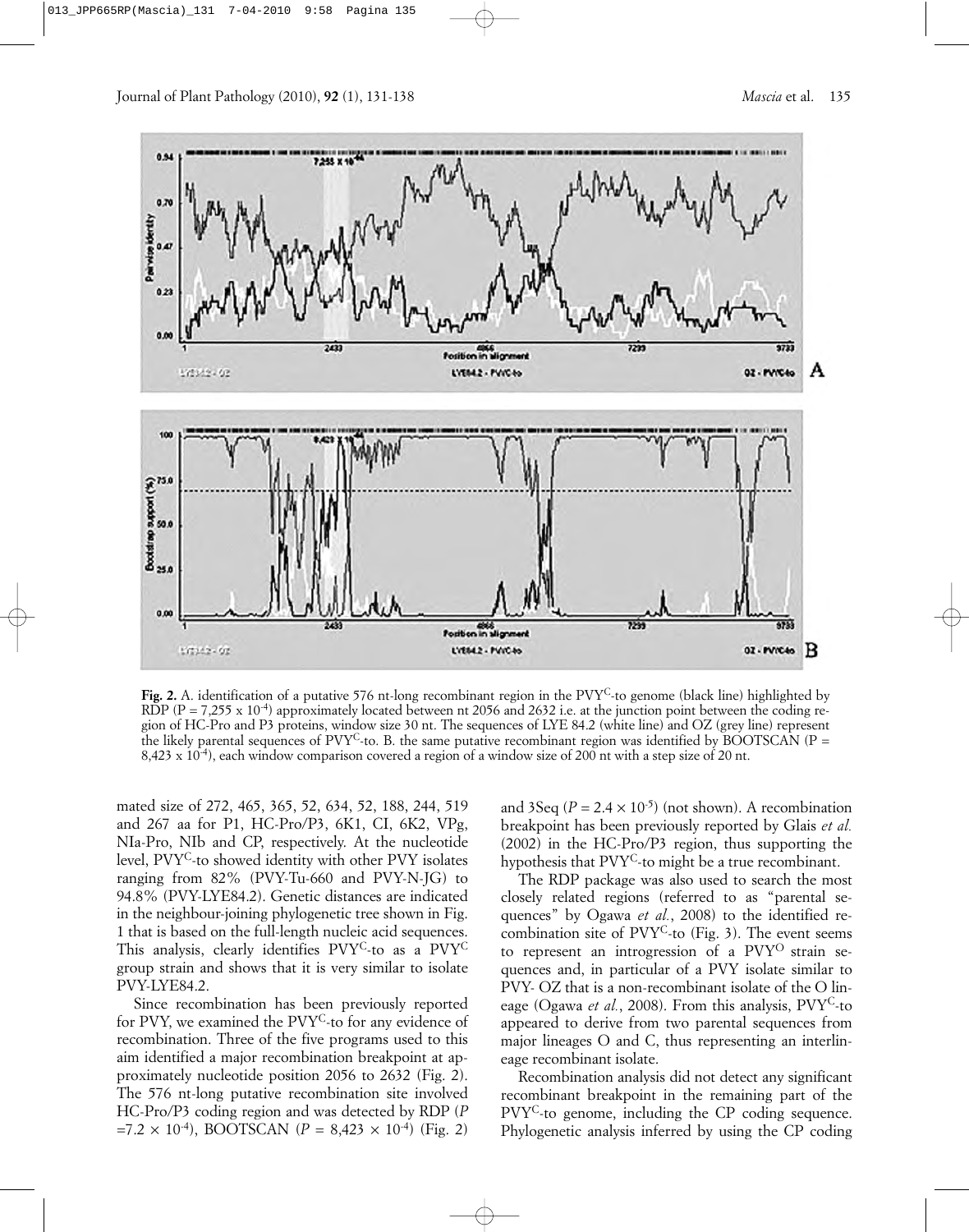**Fig. 2.** A. identification of a putative 576 nt-long recombinant region in the PVY$^{C}$-to genome (black line) highlighted by RDP (P = 7,255 x $10^{-4}$) approximately located between nt 2056 and 2632 i.e. at the junction point between the coding region of HC-Pro and P3 proteins, window size 30 nt. The sequences of LYE 84.2 (white line) and OZ (grey line) represent the likely parental sequences of PVY$^{C}$-to. B. the same putative recombinant region was identified by BOOTSCAN (P = 8,423 x $10^{-4}$), each window comparison covered a region of a window size of 200 nt with a step size of 20 nt.

mated size of 272, 465, 365, 52, 634, 52, 188, 244, 519 and 267 aa for P1, HC-Pro/P3, 6K1, CI, 6K2, VPg, NIa-Pro, NIb and CP, respectively. At the nucleotide level, PVY$^{C}$-to showed identity with other PVY isolates ranging from 82% (PVY-Tu-660 and PVY-N-JG) to 94.8% (PVY-LYE84.2). Genetic distances are indicated in the neighbour-joining phylogenetic tree shown in Fig. 1 that is based on the full-length nucleic acid sequences. This analysis, clearly identifies PVY$^{C}$-to as a PVY$^{C}$ group strain and shows that it is very similar to isolate PVY-LYE84.2.

Since recombination has been previously reported for PVY, we examined the PVY$^{C}$-to for any evidence of recombination. Three of the five programs used to this aim identified a major recombination breakpoint at approximately nucleotide position 2056 to 2632 (Fig. 2). The 576 nt-long putative recombination site involved HC-Pro/P3 coding region and was detected by RDP ($P = 7.2 \times 10^{-4}$), BOOTSCAN ($P = 8{,}423 \times 10^{-4}$) (Fig. 2) and 3Seq ($P = 2.4 \times 10^{-5}$) (not shown). A recombination breakpoint has been previously reported by Glais *et al.* (2002) in the HC-Pro/P3 region, thus supporting the hypothesis that PVY$^{C}$-to might be a true recombinant.

The RDP package was also used to search the most closely related regions (referred to as "parental sequences" by Ogawa *et al.*, 2008) to the identified recombination site of PVY$^{C}$-to (Fig. 3). The event seems to represent an introgression of a PVY$^{O}$ strain sequences and, in particular of a PVY isolate similar to PVY- OZ that is a non-recombinant isolate of the O lineage (Ogawa *et al.*, 2008). From this analysis, PVY$^{C}$-to appeared to derive from two parental sequences from major lineages O and C, thus representing an interlineage recombinant isolate.

Recombination analysis did not detect any significant recombinant breakpoint in the remaining part of the PVY$^{C}$-to genome, including the CP coding sequence. Phylogenetic analysis inferred by using the CP coding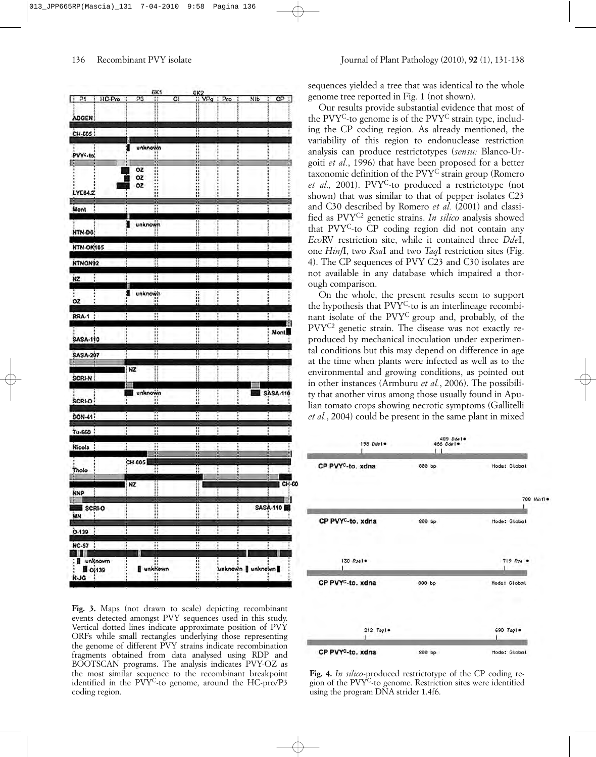sequences yielded a tree that was identical to the whole genome tree reported in Fig. 1 (not shown).

Our results provide substantial evidence that most of the PVY$^{C}$-to genome is of the PVY$^{C}$ strain type, including the CP coding region. As already mentioned, the variability of this region to endonuclease restriction analysis can produce restrictotypes (*sensu:* Blanco-Urgoiti *et al.*, 1996) that have been proposed for a better taxonomic definition of the PVY$^{C}$ strain group (Romero *et al.,* 2001). PVY$^{C}$-to produced a restrictotype (not shown) that was similar to that of pepper isolates C23 and C30 described by Romero *et al.* (2001) and classified as PVY$^{C2}$ genetic strains. *In silico* analysis showed that PVY$^{C}$-to CP coding region did not contain any *Eco*RV restriction site, while it contained three *Dde*I, one *Hinf*I, two *Rsa*I and two *Taq*I restriction sites (Fig. 4). The CP sequences of PVY C23 and C30 isolates are not available in any database which impaired a thorough comparison.

On the whole, the present results seem to support the hypothesis that PVY$^{C}$-to is an interlineage recombinant isolate of the PVY$^{C}$ group and, probably, of the PVY$^{C2}$ genetic strain. The disease was not exactly reproduced by mechanical inoculation under experimental conditions but this may depend on difference in age at the time when plants were infected as well as to the environmental and growing conditions, as pointed out in other instances (Armburu *et al.*, 2006). The possibility that another virus among those usually found in Apulian tomato crops showing necrotic symptoms (Gallitelli *et al.*, 2004) could be present in the same plant in mixed

**Fig. 3.** Maps (not drawn to scale) depicting recombinant events detected amongst PVY sequences used in this study. Vertical dotted lines indicate approximate position of PVY ORFs while small rectangles underlying those representing the genome of different PVY strains indicate recombination fragments obtained from data analysed using RDP and BOOTSCAN programs. The analysis indicates PVY-OZ as the most similar sequence to the recombinant breakpoint identified in the PVY$^{C}$-to genome, around the HC-pro/P3 coding region.

**Fig. 4.** *In silico*-produced restrictotype of the CP coding region of the PVY$^{C}$-to genome. Restriction sites were identified using the program DNA strider 1.4f6.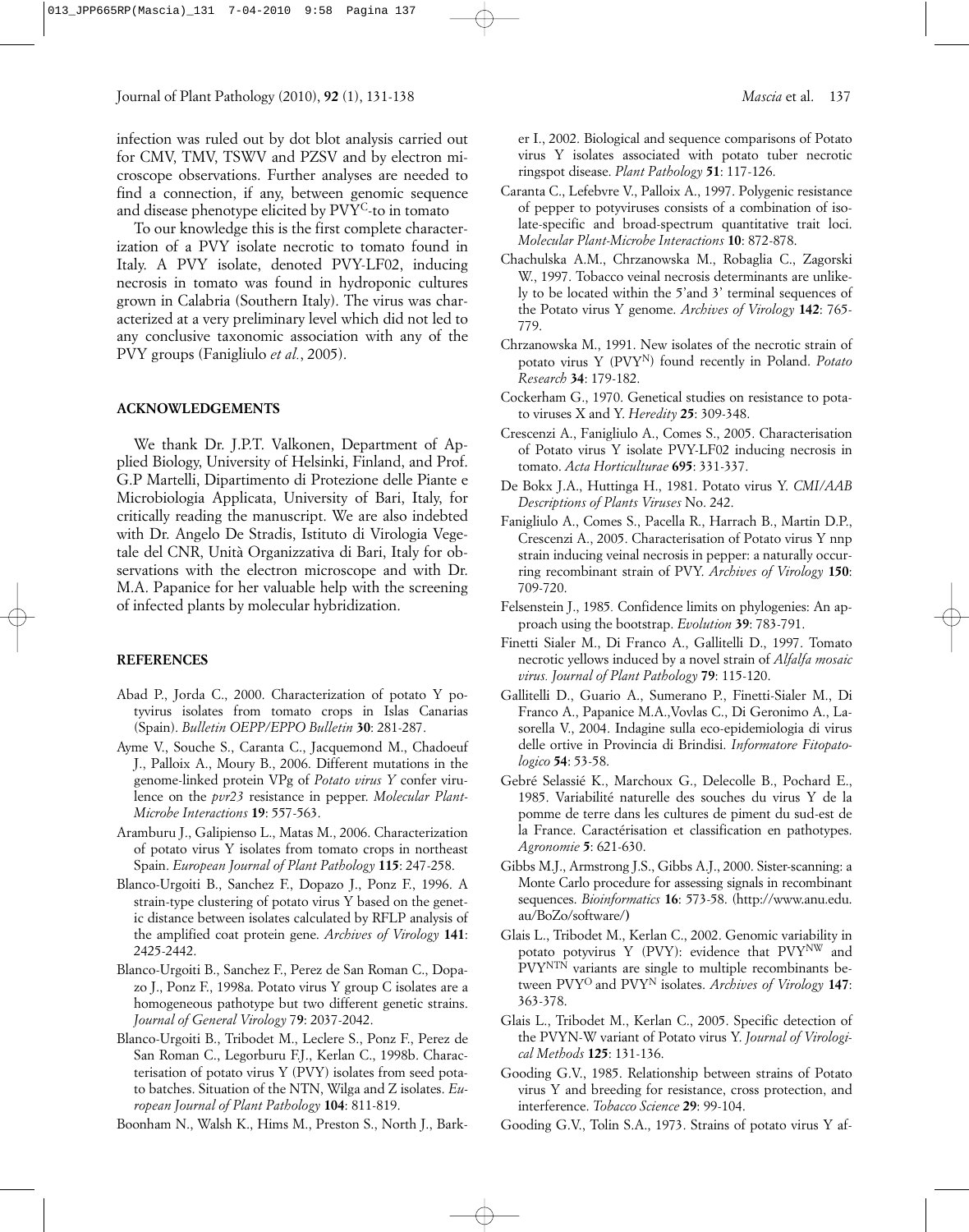infection was ruled out by dot blot analysis carried out for CMV, TMV, TSWV and PZSV and by electron microscope observations. Further analyses are needed to find a connection, if any, between genomic sequence and disease phenotype elicited by $PVY^{C}$-to in tomato

To our knowledge this is the first complete characterization of a PVY isolate necrotic to tomato found in Italy. A PVY isolate, denoted PVY-LF02, inducing necrosis in tomato was found in hydroponic cultures grown in Calabria (Southern Italy). The virus was characterized at a very preliminary level which did not led to any conclusive taxonomic association with any of the PVY groups (Fanigliulo *et al.*, 2005).

## ACKNOWLEDGEMENTS

We thank Dr. J.P.T. Valkonen, Department of Applied Biology, University of Helsinki, Finland, and Prof. G.P Martelli, Dipartimento di Protezione delle Piante e Microbiologia Applicata, University of Bari, Italy, for critically reading the manuscript. We are also indebted with Dr. Angelo De Stradis, Istituto di Virologia Vegetale del CNR, Unità Organizzativa di Bari, Italy for observations with the electron microscope and with Dr. M.A. Papanice for her valuable help with the screening of infected plants by molecular hybridization.

## REFERENCES

Abad P., Jorda C., 2000. Characterization of potato Y potyvirus isolates from tomato crops in Islas Canarias (Spain). *Bulletin OEPP/EPPO Bulletin* **30**: 281-287.

Ayme V., Souche S., Caranta C., Jacquemond M., Chadoeuf J., Palloix A., Moury B., 2006. Different mutations in the genome-linked protein VPg of *Potato virus Y* confer virulence on the *pvr23* resistance in pepper. *Molecular Plant-Microbe Interactions* **19**: 557-563.

Aramburu J., Galipienso L., Matas M., 2006. Characterization of potato virus Y isolates from tomato crops in northeast Spain. *European Journal of Plant Pathology* **115**: 247-258.

Blanco-Urgoiti B., Sanchez F., Dopazo J., Ponz F., 1996. A strain-type clustering of potato virus Y based on the genetic distance between isolates calculated by RFLP analysis of the amplified coat protein gene. *Archives of Virology* **141**: 2425-2442.

Blanco-Urgoiti B., Sanchez F., Perez de San Roman C., Dopazo J., Ponz F., 1998a. Potato virus Y group C isolates are a homogeneous pathotype but two different genetic strains. *Journal of General Virology* 7**9**: 2037-2042.

Blanco-Urgoiti B., Tribodet M., Leclere S., Ponz F., Perez de San Roman C., Legorburu F.J., Kerlan C., 1998b. Characterisation of potato virus Y (PVY) isolates from seed potato batches. Situation of the NTN, Wilga and Z isolates. *European Journal of Plant Pathology* **104**: 811-819.

Boonham N., Walsh K., Hims M., Preston S., North J., Barker I., 2002. Biological and sequence comparisons of Potato virus Y isolates associated with potato tuber necrotic ringspot disease. *Plant Pathology* **51**: 117-126.

Caranta C., Lefebvre V., Palloix A., 1997. Polygenic resistance of pepper to potyviruses consists of a combination of isolate-specific and broad-spectrum quantitative trait loci. *Molecular Plant-Microbe Interactions* **10**: 872-878.

Chachulska A.M., Chrzanowska M., Robaglia C., Zagorski W., 1997. Tobacco veinal necrosis determinants are unlikely to be located within the 5'and 3' terminal sequences of the Potato virus Y genome. *Archives of Virology* **142**: 765-779.

Chrzanowska M., 1991. New isolates of the necrotic strain of potato virus Y ($PVY^{N}$) found recently in Poland. *Potato Research* **34**: 179-182.

Cockerham G., 1970. Genetical studies on resistance to potato viruses X and Y. *Heredity* **25**: 309-348.

Crescenzi A., Fanigliulo A., Comes S., 2005. Characterisation of Potato virus Y isolate PVY-LF02 inducing necrosis in tomato. *Acta Horticulturae* **695**: 331-337.

De Bokx J.A., Huttinga H., 1981. Potato virus Y. *CMI/AAB Descriptions of Plants Viruses* No. 242.

Fanigliulo A., Comes S., Pacella R., Harrach B., Martin D.P., Crescenzi A., 2005. Characterisation of Potato virus Y nnp strain inducing veinal necrosis in pepper: a naturally occurring recombinant strain of PVY. *Archives of Virology* **150**: 709-720.

Felsenstein J., 1985. Confidence limits on phylogenies: An approach using the bootstrap. *Evolution* **39**: 783-791.

Finetti Sialer M., Di Franco A., Gallitelli D., 1997. Tomato necrotic yellows induced by a novel strain of *Alfalfa mosaic virus. Journal of Plant Pathology* **79**: 115-120.

Gallitelli D., Guario A., Sumerano P., Finetti-Sialer M., Di Franco A., Papanice M.A.,Vovlas C., Di Geronimo A., Lasorella V., 2004. Indagine sulla eco-epidemiologia di virus delle ortive in Provincia di Brindisi. *Informatore Fitopatologico* **54**: 53-58.

Gebré Selassié K., Marchoux G., Delecolle B., Pochard E., 1985. Variabilité naturelle des souches du virus Y de la pomme de terre dans les cultures de piment du sud-est de la France. Caractérisation et classification en pathotypes. *Agronomie* **5**: 621-630.

Gibbs M.J., Armstrong J.S., Gibbs A.J., 2000. Sister-scanning: a Monte Carlo procedure for assessing signals in recombinant sequences. *Bioinformatics* **16**: 573-58. (http://www.anu.edu.au/BoZo/software/)

Glais L., Tribodet M., Kerlan C., 2002. Genomic variability in potato potyvirus Y (PVY): evidence that $PVY^{NW}$ and $PVY^{NTN}$ variants are single to multiple recombinants between $PVY^{O}$ and $PVY^{N}$ isolates. *Archives of Virology* **147**: 363-378.

Glais L., Tribodet M., Kerlan C., 2005. Specific detection of the PVYN-W variant of Potato virus Y. *Journal of Virological Methods* **125**: 131-136.

Gooding G.V., 1985. Relationship between strains of Potato virus Y and breeding for resistance, cross protection, and interference. *Tobacco Science* **29**: 99-104.

Gooding G.V., Tolin S.A., 1973. Strains of potato virus Y af-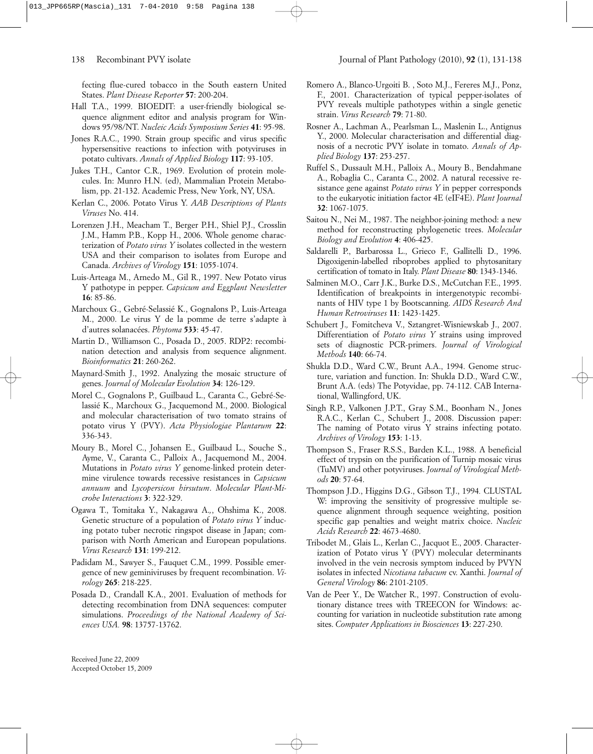fecting flue-cured tobacco in the South eastern United States. *Plant Disease Reporter* **57**: 200-204.

Hall T.A., 1999. BIOEDIT: a user-friendly biological sequence alignment editor and analysis program for Windows 95/98/NT. *Nucleic Acids Symposium Series* **41**: 95-98.

Jones R.A.C., 1990. Strain group specific and virus specific hypersensitive reactions to infection with potyviruses in potato cultivars. *Annals of Applied Biology* **117**: 93-105.

Jukes T.H., Cantor C.R., 1969. Evolution of protein molecules. In: Munro H.N. (ed), Mammalian Protein Metabolism, pp. 21-132. Academic Press, New York, NY, USA.

Kerlan C., 2006. Potato Virus Y. *AAB Descriptions of Plants Viruses* No. 414.

Lorenzen J.H., Meacham T., Berger P.H., Shiel P.J., Crosslin J.M., Hamm P.B., Kopp H., 2006. Whole genome characterization of *Potato virus Y* isolates collected in the western USA and their comparison to isolates from Europe and Canada. *Archives of Virology* **151**: 1055-1074.

Luis-Arteaga M., Arnedo M., Gil R., 1997. New Potato virus Y pathotype in pepper. *Capsicum and Eggplant Newsletter* **16**: 85-86.

Marchoux G., Gebré-Selassié K., Gognalons P., Luis-Arteaga M., 2000. Le virus Y de la pomme de terre s'adapte à d'autres solanacées. *Phytoma* **533**: 45-47.

Martin D., Williamson C., Posada D., 2005. RDP2: recombination detection and analysis from sequence alignment. *Bioinformatics* **21**: 260-262.

Maynard-Smith J., 1992. Analyzing the mosaic structure of genes. *Journal of Molecular Evolution* **34**: 126-129.

Morel C., Gognalons P., Guilbaud L., Caranta C., Gebré-Selassié K., Marchoux G., Jacquemond M., 2000. Biological and molecular characterisation of two tomato strains of potato virus Y (PVY). *Acta Physiologiae Plantarum* **22**: 336-343.

Moury B., Morel C., Johansen E., Guilbaud L., Souche S., Ayme, V., Caranta C., Palloix A., Jacquemond M., 2004. Mutations in *Potato virus Y* genome-linked protein determine virulence towards recessive resistances in *Capsicum annuum* and *Lycopersicon hirsutum*. *Molecular Plant-Microbe Interactions* **3**: 322-329.

Ogawa T., Tomitaka Y., Nakagawa A.,, Ohshima K., 2008. Genetic structure of a population of *Potato virus Y* inducing potato tuber necrotic ringspot disease in Japan; comparison with North American and European populations. *Virus Research* **131**: 199-212.

Padidam M., Sawyer S., Fauquet C.M., 1999. Possible emergence of new geminiviruses by frequent recombination. *Virology* **265**: 218-225.

Posada D., Crandall K.A., 2001. Evaluation of methods for detecting recombination from DNA sequences: computer simulations. *Proceedings of the National Academy of Sciences USA.* **98**: 13757-13762.

Romero A., Blanco-Urgoiti B. , Soto M.J., Fereres M.J., Ponz, F., 2001. Characterization of typical pepper-isolates of PVY reveals multiple pathotypes within a single genetic strain. *Virus Research* **79**: 71-80.

Rosner A., Lachman A., Pearlsman L., Maslenin L., Antignus Y., 2000. Molecular characterisation and differential diagnosis of a necrotic PVY isolate in tomato. *Annals of Applied Biology* **137**: 253-257.

Ruffel S., Dussault M.H., Palloix A., Moury B., Bendahmane A., Robaglia C., Caranta C., 2002. A natural recessive resistance gene against *Potato virus Y* in pepper corresponds to the eukaryotic initiation factor 4E (eIF4E). *Plant Journal* **32**: 1067-1075.

Saitou N., Nei M., 1987. The neighbor-joining method: a new method for reconstructing phylogenetic trees. *Molecular Biology and Evolution* **4**: 406-425.

Saldarelli P., Barbarossa L., Grieco F., Gallitelli D., 1996. Digoxigenin-labelled riboprobes applied to phytosanitary certification of tomato in Italy. *Plant Disease* **80**: 1343-1346.

Salminen M.O., Carr J.K., Burke D.S., McCutchan F.E., 1995. Identification of breakpoints in intergenotypic recombinants of HIV type 1 by Bootscanning. *AIDS Research And Human Retroviruses* **11**: 1423-1425.

Schubert J., Fomitcheva V., Sztangret-Wisniewskab J., 2007. Differentiation of *Potato virus Y* strains using improved sets of diagnostic PCR-primers. *Journal of Virological Methods* **140**: 66-74.

Shukla D.D., Ward C.W., Brunt A.A., 1994. Genome structure, variation and function. In: Shukla D.D., Ward C.W., Brunt A.A. (eds) The Potyvidae, pp. 74-112. CAB International, Wallingford, UK.

Singh R.P., Valkonen J.P.T., Gray S.M., Boonham N., Jones R.A.C., Kerlan C., Schubert J., 2008. Discussion paper: The naming of Potato virus Y strains infecting potato. *Archives of Virology* **153**: 1-13.

Thompson S., Fraser R.S.S., Barden K.L., 1988. A beneficial effect of trypsin on the purification of Turnip mosaic virus (TuMV) and other potyviruses. *Journal of Virological Methods* **20**: 57-64.

Thompson J.D., Higgins D.G., Gibson T.J., 1994. CLUSTAL W: improving the sensitivity of progressive multiple sequence alignment through sequence weighting, position specific gap penalties and weight matrix choice. *Nucleic Acids Research* **22**: 4673-4680.

Tribodet M., Glais L., Kerlan C., Jacquot E., 2005. Characterization of Potato virus Y (PVY) molecular determinants involved in the vein necrosis symptom induced by PVYN isolates in infected *Nicotiana tabacum* cv. Xanthi. *Journal of General Virology* **86**: 2101-2105.

Van de Peer Y., De Watcher R., 1997. Construction of evolutionary distance trees with TREECON for Windows: accounting for variation in nucleotide substitution rate among sites. *Computer Applications in Biosciences* **13**: 227-230.

Received June 22, 2009
Accepted October 15, 2009